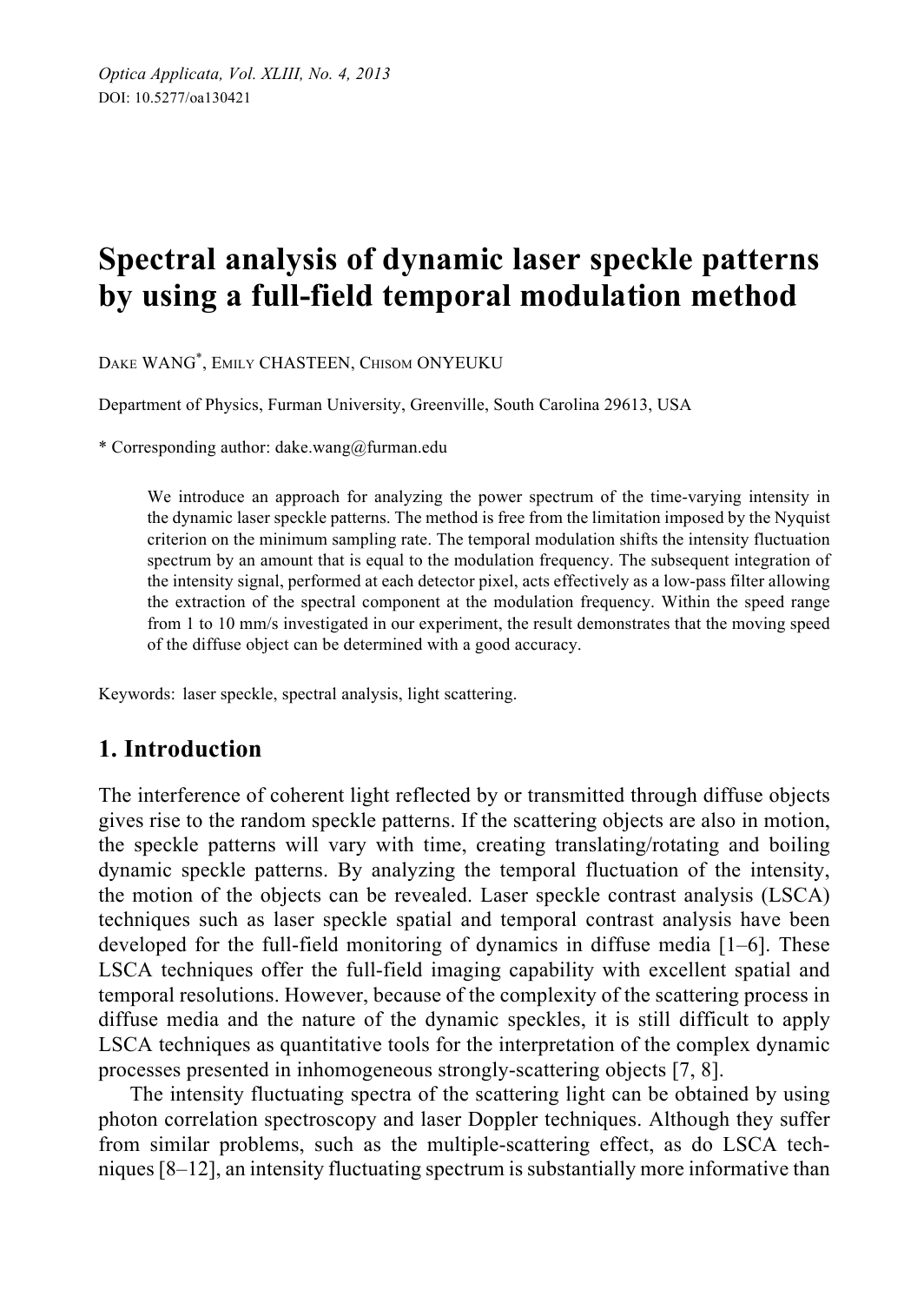# Spectral analysis of dynamic laser speckle patterns by using a full-field temporal modulation method

DAKE WANG*, EMILY CHASTEEN, CHISOM ONYEUKU

Department of Physics, Furman University, Greenville, South Carolina 29613, USA

\* Corresponding author: dake.wang@furman.edu

We introduce an approach for analyzing the power spectrum of the time-varying intensity in the dynamic laser speckle patterns. The method is free from the limitation imposed by the Nyquist criterion on the minimum sampling rate. The temporal modulation shifts the intensity fluctuation spectrum by an amount that is equal to the modulation frequency. The subsequent integration of the intensity signal, performed at each detector pixel, acts effectively as a low-pass filter allowing the extraction of the spectral component at the modulation frequency. Within the speed range from 1 to 10 mm/s investigated in our experiment, the result demonstrates that the moving speed of the diffuse object can be determined with a good accuracy.

Keywords: laser speckle, spectral analysis, light scattering.

## 1. Introduction

The interference of coherent light reflected by or transmitted through diffuse objects gives rise to the random speckle patterns. If the scattering objects are also in motion, the speckle patterns will vary with time, creating translating/rotating and boiling dynamic speckle patterns. By analyzing the temporal fluctuation of the intensity, the motion of the objects can be revealed. Laser speckle contrast analysis (LSCA) techniques such as laser speckle spatial and temporal contrast analysis have been developed for the full-field monitoring of dynamics in diffuse media [1–6]. These LSCA techniques offer the full-field imaging capability with excellent spatial and temporal resolutions. However, because of the complexity of the scattering process in diffuse media and the nature of the dynamic speckles, it is still difficult to apply LSCA techniques as quantitative tools for the interpretation of the complex dynamic processes presented in inhomogeneous strongly-scattering objects [7, 8].

The intensity fluctuating spectra of the scattering light can be obtained by using photon correlation spectroscopy and laser Doppler techniques. Although they suffer from similar problems, such as the multiple-scattering effect, as do LSCA techniques [8–12], an intensity fluctuating spectrum is substantially more informative than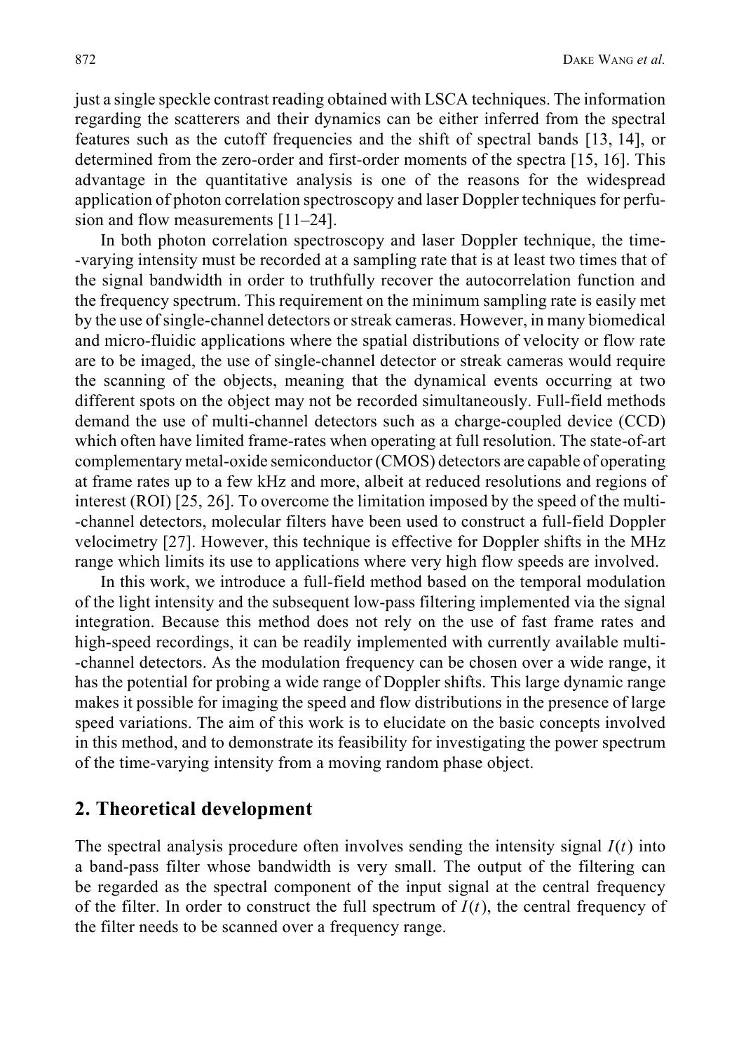just a single speckle contrast reading obtained with LSCA techniques. The information regarding the scatterers and their dynamics can be either inferred from the spectral features such as the cutoff frequencies and the shift of spectral bands [13, 14], or determined from the zero-order and first-order moments of the spectra [15, 16]. This advantage in the quantitative analysis is one of the reasons for the widespread application of photon correlation spectroscopy and laser Doppler techniques for perfusion and flow measurements [11–24].

In both photon correlation spectroscopy and laser Doppler technique, the time-varying intensity must be recorded at a sampling rate that is at least two times that of the signal bandwidth in order to truthfully recover the autocorrelation function and the frequency spectrum. This requirement on the minimum sampling rate is easily met by the use of single-channel detectors or streak cameras. However, in many biomedical and micro-fluidic applications where the spatial distributions of velocity or flow rate are to be imaged, the use of single-channel detector or streak cameras would require the scanning of the objects, meaning that the dynamical events occurring at two different spots on the object may not be recorded simultaneously. Full-field methods demand the use of multi-channel detectors such as a charge-coupled device (CCD) which often have limited frame-rates when operating at full resolution. The state-of-art complementary metal-oxide semiconductor (CMOS) detectors are capable of operating at frame rates up to a few kHz and more, albeit at reduced resolutions and regions of interest (ROI) [25, 26]. To overcome the limitation imposed by the speed of the multi-channel detectors, molecular filters have been used to construct a full-field Doppler velocimetry [27]. However, this technique is effective for Doppler shifts in the MHz range which limits its use to applications where very high flow speeds are involved.

In this work, we introduce a full-field method based on the temporal modulation of the light intensity and the subsequent low-pass filtering implemented via the signal integration. Because this method does not rely on the use of fast frame rates and high-speed recordings, it can be readily implemented with currently available multi-channel detectors. As the modulation frequency can be chosen over a wide range, it has the potential for probing a wide range of Doppler shifts. This large dynamic range makes it possible for imaging the speed and flow distributions in the presence of large speed variations. The aim of this work is to elucidate on the basic concepts involved in this method, and to demonstrate its feasibility for investigating the power spectrum of the time-varying intensity from a moving random phase object.

## 2. Theoretical development

The spectral analysis procedure often involves sending the intensity signal $I(t)$ into a band-pass filter whose bandwidth is very small. The output of the filtering can be regarded as the spectral component of the input signal at the central frequency of the filter. In order to construct the full spectrum of $I(t)$, the central frequency of the filter needs to be scanned over a frequency range.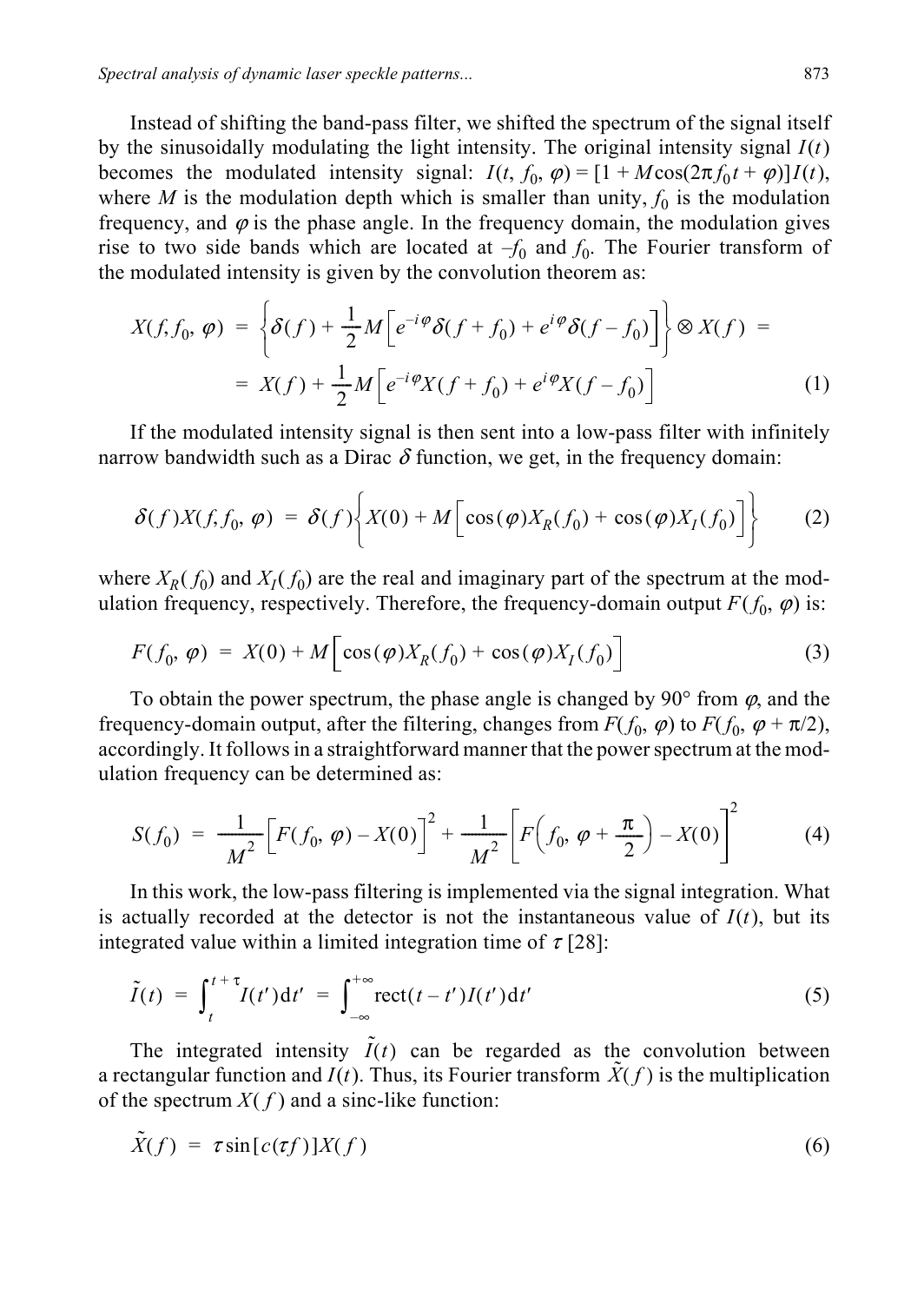Instead of shifting the band-pass filter, we shifted the spectrum of the signal itself by the sinusoidally modulating the light intensity. The original intensity signal $I(t)$ becomes the modulated intensity signal: $I(t, f_0, \varphi) = [1 + M\cos(2\pi f_0 t + \varphi)]I(t)$, where $M$ is the modulation depth which is smaller than unity, $f_0$ is the modulation frequency, and $\varphi$ is the phase angle. In the frequency domain, the modulation gives rise to two side bands which are located at $-f_0$ and $f_0$. The Fourier transform of the modulated intensity is given by the convolution theorem as:

$$X(f, f_0, \varphi) = \left\{\delta(f) + \frac{1}{2}M\left[e^{-i\varphi}\delta(f + f_0) + e^{i\varphi}\delta(f - f_0)\right]\right\} \otimes X(f) =$$
$$= X(f) + \frac{1}{2}M\left[e^{-i\varphi}X(f + f_0) + e^{i\varphi}X(f - f_0)\right] \tag{1}$$

If the modulated intensity signal is then sent into a low-pass filter with infinitely narrow bandwidth such as a Dirac $\delta$ function, we get, in the frequency domain:

$$\delta(f)X(f, f_0, \varphi) = \delta(f)\left\{X(0) + M\left[\cos(\varphi)X_R(f_0) + \cos(\varphi)X_I(f_0)\right]\right\} \tag{2}$$

where $X_R(f_0)$ and $X_I(f_0)$ are the real and imaginary part of the spectrum at the modulation frequency, respectively. Therefore, the frequency-domain output $F(f_0, \varphi)$ is:

$$F(f_0, \varphi) = X(0) + M\left[\cos(\varphi)X_R(f_0) + \cos(\varphi)X_I(f_0)\right] \tag{3}$$

To obtain the power spectrum, the phase angle is changed by 90° from $\varphi$, and the frequency-domain output, after the filtering, changes from $F(f_0, \varphi)$ to $F(f_0, \varphi + \pi/2)$, accordingly. It follows in a straightforward manner that the power spectrum at the modulation frequency can be determined as:

$$S(f_0) = \frac{1}{M^2}\left[F(f_0, \varphi) - X(0)\right]^2 + \frac{1}{M^2}\left[F\left(f_0, \varphi + \frac{\pi}{2}\right) - X(0)\right]^2 \tag{4}$$

In this work, the low-pass filtering is implemented via the signal integration. What is actually recorded at the detector is not the instantaneous value of $I(t)$, but its integrated value within a limited integration time of $\tau$ [28]:

$$\tilde{I}(t) = \int_t^{t+\tau} I(t')\mathrm{d}t' = \int_{-\infty}^{+\infty} \mathrm{rect}(t - t')I(t')\mathrm{d}t' \tag{5}$$

The integrated intensity $\tilde{I}(t)$ can be regarded as the convolution between a rectangular function and $I(t)$. Thus, its Fourier transform $\tilde{X}(f)$ is the multiplication of the spectrum $X(f)$ and a sinc-like function:

$$\tilde{X}(f) = \tau\sin[c(\tau f)]X(f) \tag{6}$$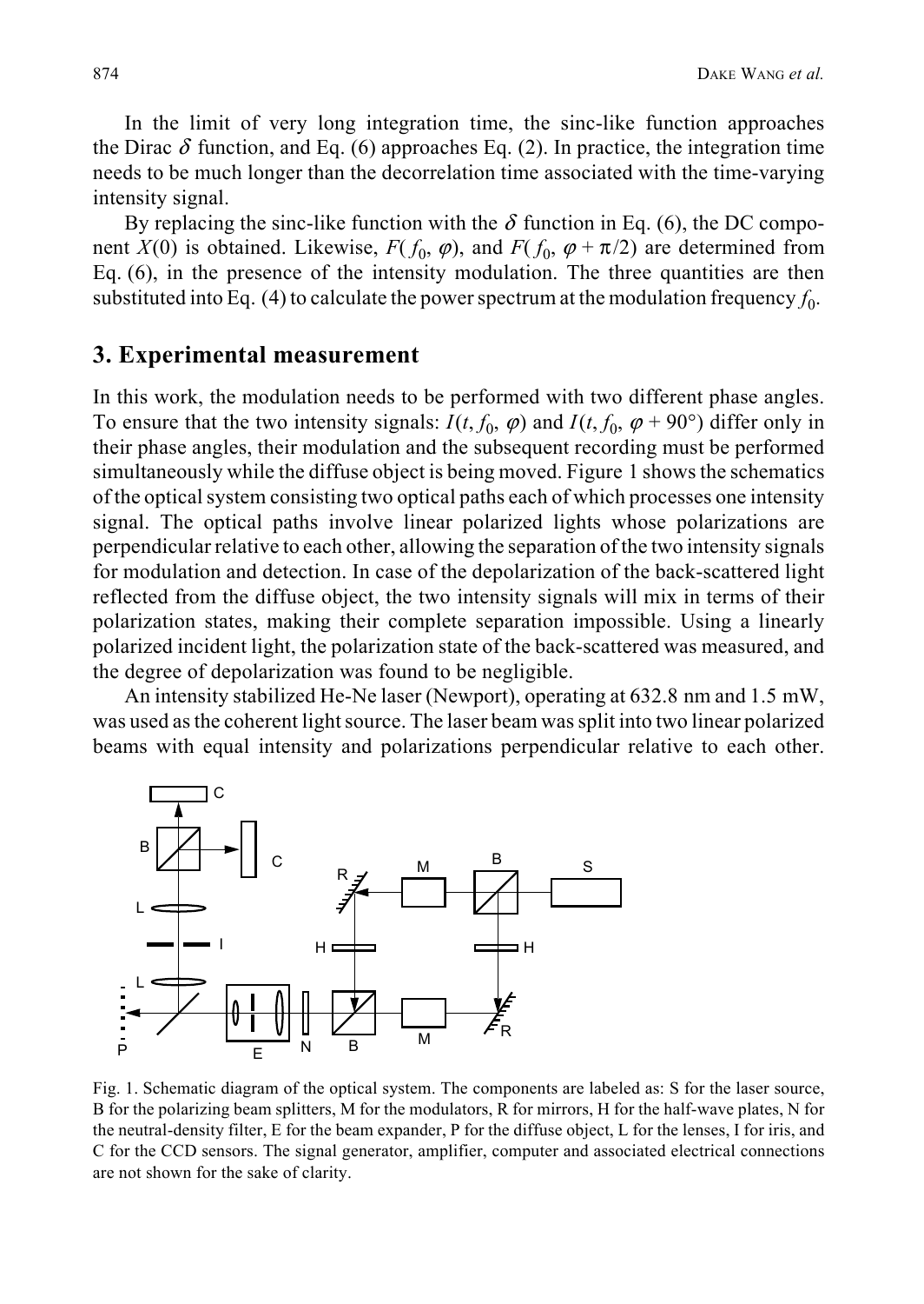In the limit of very long integration time, the sinc-like function approaches the Dirac $\delta$ function, and Eq. (6) approaches Eq. (2). In practice, the integration time needs to be much longer than the decorrelation time associated with the time-varying intensity signal.

By replacing the sinc-like function with the $\delta$ function in Eq. (6), the DC component $X(0)$ is obtained. Likewise, $F(f_0, \varphi)$, and $F(f_0, \varphi + \pi/2)$ are determined from Eq. (6), in the presence of the intensity modulation. The three quantities are then substituted into Eq. (4) to calculate the power spectrum at the modulation frequency $f_0$.

## 3. Experimental measurement

In this work, the modulation needs to be performed with two different phase angles. To ensure that the two intensity signals: $I(t, f_0, \varphi)$ and $I(t, f_0, \varphi + 90°)$ differ only in their phase angles, their modulation and the subsequent recording must be performed simultaneously while the diffuse object is being moved. Figure 1 shows the schematics of the optical system consisting two optical paths each of which processes one intensity signal. The optical paths involve linear polarized lights whose polarizations are perpendicular relative to each other, allowing the separation of the two intensity signals for modulation and detection. In case of the depolarization of the back-scattered light reflected from the diffuse object, the two intensity signals will mix in terms of their polarization states, making their complete separation impossible. Using a linearly polarized incident light, the polarization state of the back-scattered was measured, and the degree of depolarization was found to be negligible.

An intensity stabilized He-Ne laser (Newport), operating at 632.8 nm and 1.5 mW, was used as the coherent light source. The laser beam was split into two linear polarized beams with equal intensity and polarizations perpendicular relative to each other.

Fig. 1. Schematic diagram of the optical system. The components are labeled as: S for the laser source, B for the polarizing beam splitters, M for the modulators, R for mirrors, H for the half-wave plates, N for the neutral-density filter, E for the beam expander, P for the diffuse object, L for the lenses, I for iris, and C for the CCD sensors. The signal generator, amplifier, computer and associated electrical connections are not shown for the sake of clarity.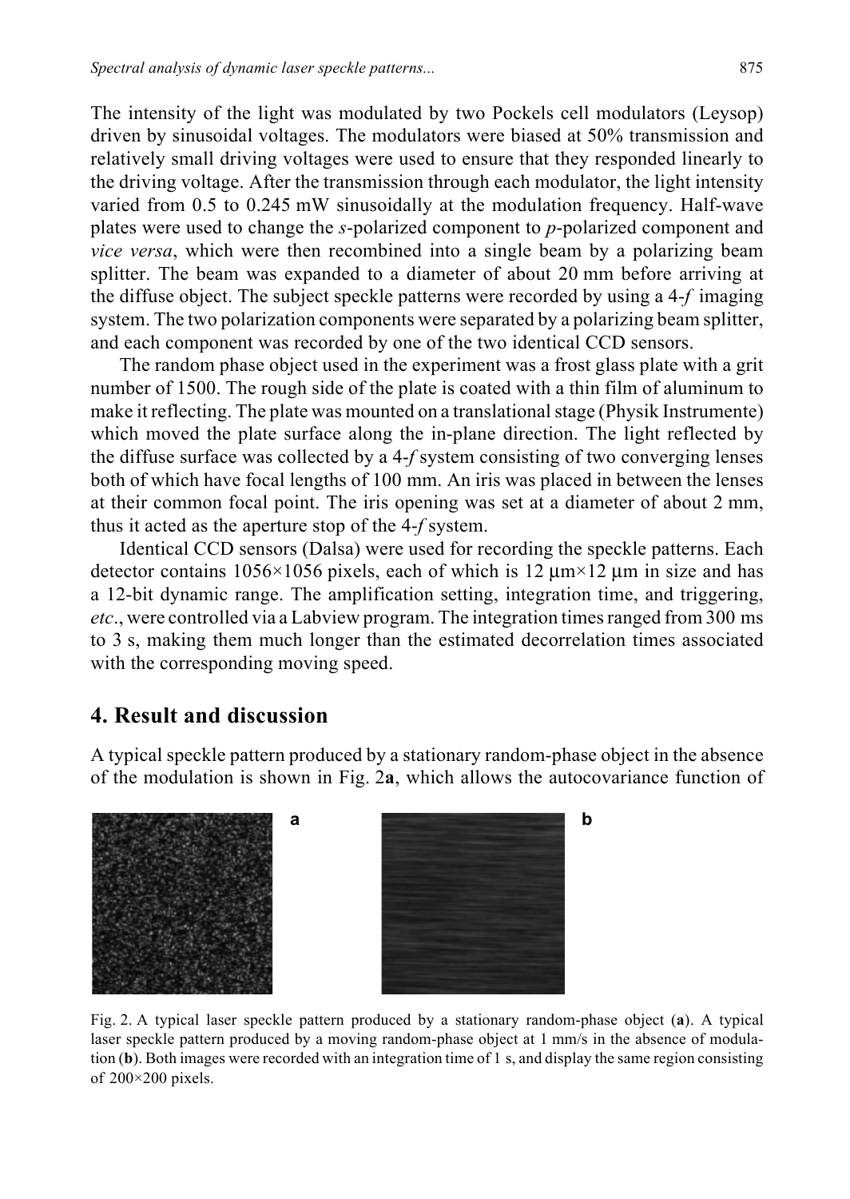The intensity of the light was modulated by two Pockels cell modulators (Leysop) driven by sinusoidal voltages. The modulators were biased at 50% transmission and relatively small driving voltages were used to ensure that they responded linearly to the driving voltage. After the transmission through each modulator, the light intensity varied from 0.5 to 0.245 mW sinusoidally at the modulation frequency. Half-wave plates were used to change the *s*-polarized component to *p*-polarized component and *vice versa*, which were then recombined into a single beam by a polarizing beam splitter. The beam was expanded to a diameter of about 20 mm before arriving at the diffuse object. The subject speckle patterns were recorded by using a 4-*f* imaging system. The two polarization components were separated by a polarizing beam splitter, and each component was recorded by one of the two identical CCD sensors.

The random phase object used in the experiment was a frost glass plate with a grit number of 1500. The rough side of the plate is coated with a thin film of aluminum to make it reflecting. The plate was mounted on a translational stage (Physik Instrumente) which moved the plate surface along the in-plane direction. The light reflected by the diffuse surface was collected by a 4-*f* system consisting of two converging lenses both of which have focal lengths of 100 mm. An iris was placed in between the lenses at their common focal point. The iris opening was set at a diameter of about 2 mm, thus it acted as the aperture stop of the 4-*f* system.

Identical CCD sensors (Dalsa) were used for recording the speckle patterns. Each detector contains 1056×1056 pixels, each of which is 12 μm×12 μm in size and has a 12-bit dynamic range. The amplification setting, integration time, and triggering, *etc*., were controlled via a Labview program. The integration times ranged from 300 ms to 3 s, making them much longer than the estimated decorrelation times associated with the corresponding moving speed.

## 4. Result and discussion

A typical speckle pattern produced by a stationary random-phase object in the absence of the modulation is shown in Fig. 2**a**, which allows the autocovariance function of

Fig. 2. A typical laser speckle pattern produced by a stationary random-phase object (**a**). A typical laser speckle pattern produced by a moving random-phase object at 1 mm/s in the absence of modulation (**b**). Both images were recorded with an integration time of 1 s, and display the same region consisting of 200×200 pixels.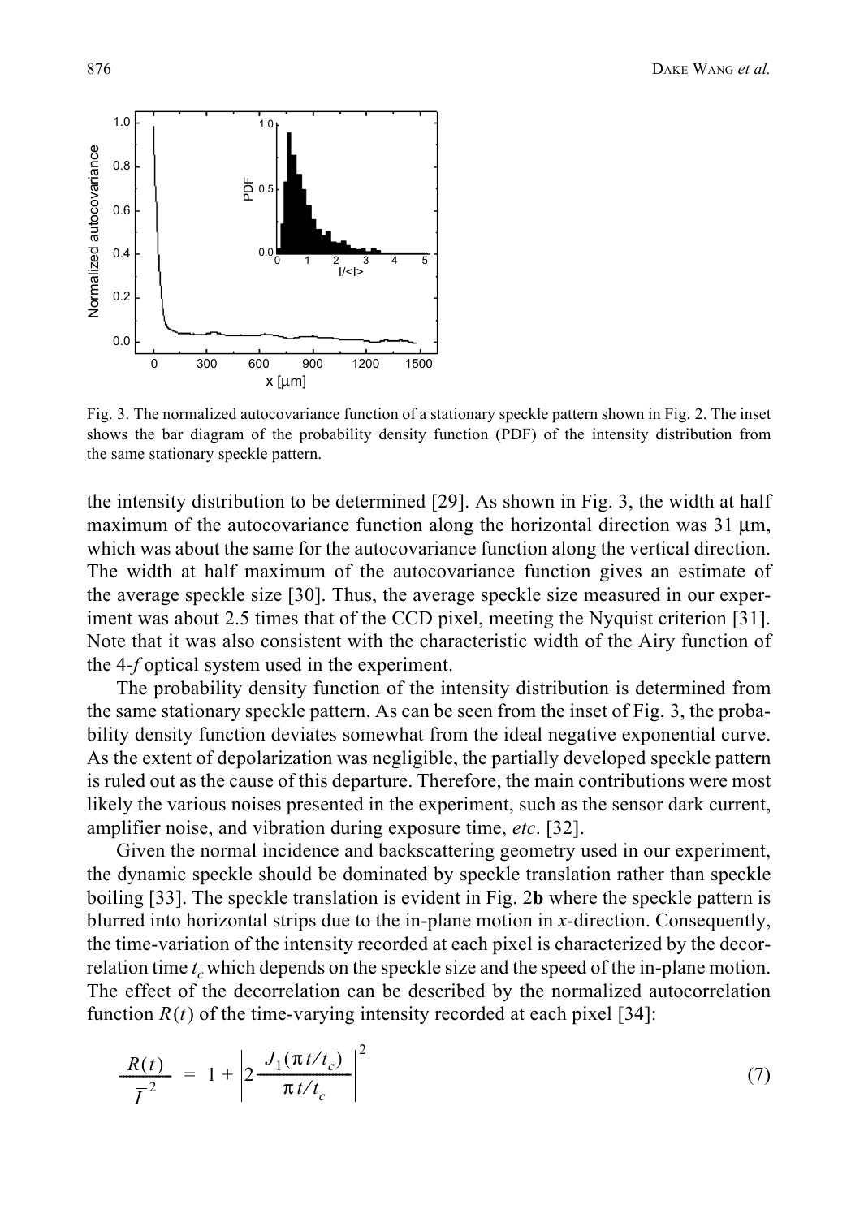Fig. 3. The normalized autocovariance function of a stationary speckle pattern shown in Fig. 2. The inset shows the bar diagram of the probability density function (PDF) of the intensity distribution from the same stationary speckle pattern.

the intensity distribution to be determined [29]. As shown in Fig. 3, the width at half maximum of the autocovariance function along the horizontal direction was 31 μm, which was about the same for the autocovariance function along the vertical direction. The width at half maximum of the autocovariance function gives an estimate of the average speckle size [30]. Thus, the average speckle size measured in our experiment was about 2.5 times that of the CCD pixel, meeting the Nyquist criterion [31]. Note that it was also consistent with the characteristic width of the Airy function of the 4-*f* optical system used in the experiment.

The probability density function of the intensity distribution is determined from the same stationary speckle pattern. As can be seen from the inset of Fig. 3, the probability density function deviates somewhat from the ideal negative exponential curve. As the extent of depolarization was negligible, the partially developed speckle pattern is ruled out as the cause of this departure. Therefore, the main contributions were most likely the various noises presented in the experiment, such as the sensor dark current, amplifier noise, and vibration during exposure time, *etc*. [32].

Given the normal incidence and backscattering geometry used in our experiment, the dynamic speckle should be dominated by speckle translation rather than speckle boiling [33]. The speckle translation is evident in Fig. 2**b** where the speckle pattern is blurred into horizontal strips due to the in-plane motion in *x*-direction. Consequently, the time-variation of the intensity recorded at each pixel is characterized by the decorrelation time $t_c$ which depends on the speckle size and the speed of the in-plane motion. The effect of the decorrelation can be described by the normalized autocorrelation function $R(t)$ of the time-varying intensity recorded at each pixel [34]:

$$\frac{R(t)}{\bar{I}^2} = 1 + \left| 2\frac{J_1(\pi t/t_c)}{\pi t/t_c} \right|^2 \tag{7}$$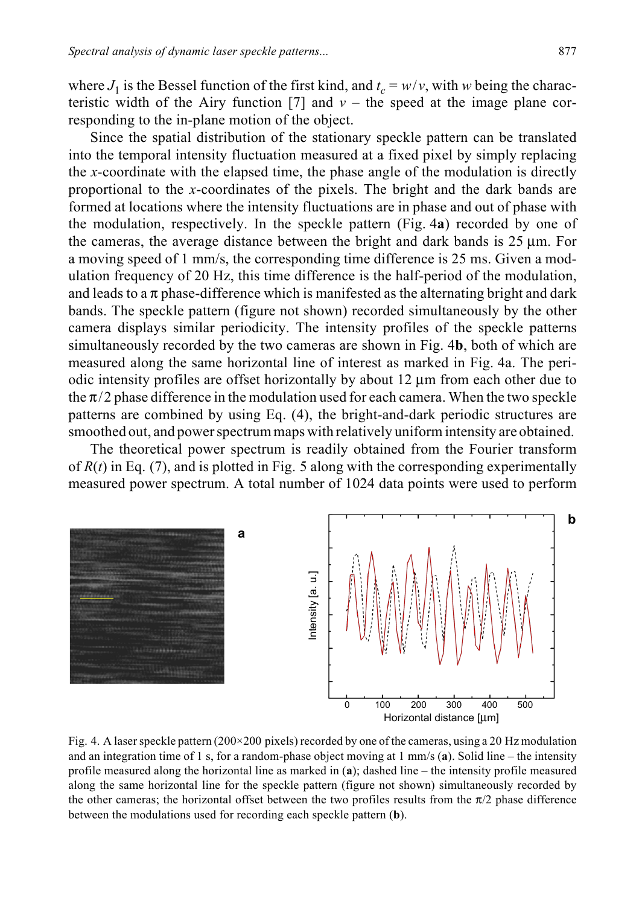where $J_1$ is the Bessel function of the first kind, and $t_c = w/v$, with $w$ being the characteristic width of the Airy function [7] and $v$ – the speed at the image plane corresponding to the in-plane motion of the object.

Since the spatial distribution of the stationary speckle pattern can be translated into the temporal intensity fluctuation measured at a fixed pixel by simply replacing the $x$-coordinate with the elapsed time, the phase angle of the modulation is directly proportional to the $x$-coordinates of the pixels. The bright and the dark bands are formed at locations where the intensity fluctuations are in phase and out of phase with the modulation, respectively. In the speckle pattern (Fig. 4**a**) recorded by one of the cameras, the average distance between the bright and dark bands is 25 μm. For a moving speed of 1 mm/s, the corresponding time difference is 25 ms. Given a modulation frequency of 20 Hz, this time difference is the half-period of the modulation, and leads to a π phase-difference which is manifested as the alternating bright and dark bands. The speckle pattern (figure not shown) recorded simultaneously by the other camera displays similar periodicity. The intensity profiles of the speckle patterns simultaneously recorded by the two cameras are shown in Fig. 4**b**, both of which are measured along the same horizontal line of interest as marked in Fig. 4a. The periodic intensity profiles are offset horizontally by about 12 μm from each other due to the $\pi/2$ phase difference in the modulation used for each camera. When the two speckle patterns are combined by using Eq. (4), the bright-and-dark periodic structures are smoothed out, and power spectrum maps with relatively uniform intensity are obtained.

The theoretical power spectrum is readily obtained from the Fourier transform of $R(t)$ in Eq. (7), and is plotted in Fig. 5 along with the corresponding experimentally measured power spectrum. A total number of 1024 data points were used to perform

Fig. 4. A laser speckle pattern (200×200 pixels) recorded by one of the cameras, using a 20 Hz modulation and an integration time of 1 s, for a random-phase object moving at 1 mm/s (**a**). Solid line – the intensity profile measured along the horizontal line as marked in (**a**); dashed line – the intensity profile measured along the same horizontal line for the speckle pattern (figure not shown) simultaneously recorded by the other cameras; the horizontal offset between the two profiles results from the $\pi/2$ phase difference between the modulations used for recording each speckle pattern (**b**).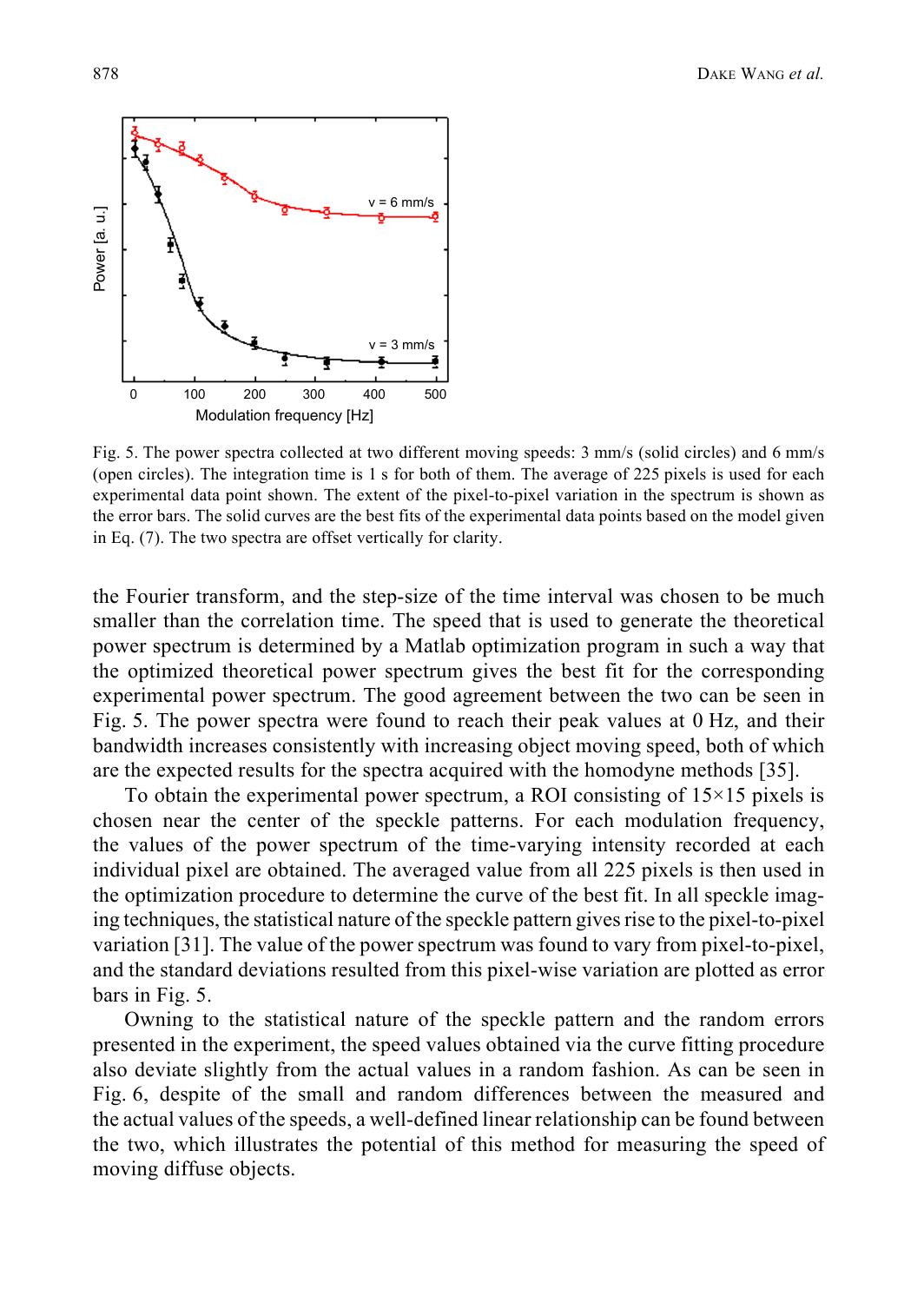Fig. 5. The power spectra collected at two different moving speeds: 3 mm/s (solid circles) and 6 mm/s (open circles). The integration time is 1 s for both of them. The average of 225 pixels is used for each experimental data point shown. The extent of the pixel-to-pixel variation in the spectrum is shown as the error bars. The solid curves are the best fits of the experimental data points based on the model given in Eq. (7). The two spectra are offset vertically for clarity.

the Fourier transform, and the step-size of the time interval was chosen to be much smaller than the correlation time. The speed that is used to generate the theoretical power spectrum is determined by a Matlab optimization program in such a way that the optimized theoretical power spectrum gives the best fit for the corresponding experimental power spectrum. The good agreement between the two can be seen in Fig. 5. The power spectra were found to reach their peak values at 0 Hz, and their bandwidth increases consistently with increasing object moving speed, both of which are the expected results for the spectra acquired with the homodyne methods [35].

To obtain the experimental power spectrum, a ROI consisting of 15×15 pixels is chosen near the center of the speckle patterns. For each modulation frequency, the values of the power spectrum of the time-varying intensity recorded at each individual pixel are obtained. The averaged value from all 225 pixels is then used in the optimization procedure to determine the curve of the best fit. In all speckle imaging techniques, the statistical nature of the speckle pattern gives rise to the pixel-to-pixel variation [31]. The value of the power spectrum was found to vary from pixel-to-pixel, and the standard deviations resulted from this pixel-wise variation are plotted as error bars in Fig. 5.

Owning to the statistical nature of the speckle pattern and the random errors presented in the experiment, the speed values obtained via the curve fitting procedure also deviate slightly from the actual values in a random fashion. As can be seen in Fig. 6, despite of the small and random differences between the measured and the actual values of the speeds, a well-defined linear relationship can be found between the two, which illustrates the potential of this method for measuring the speed of moving diffuse objects.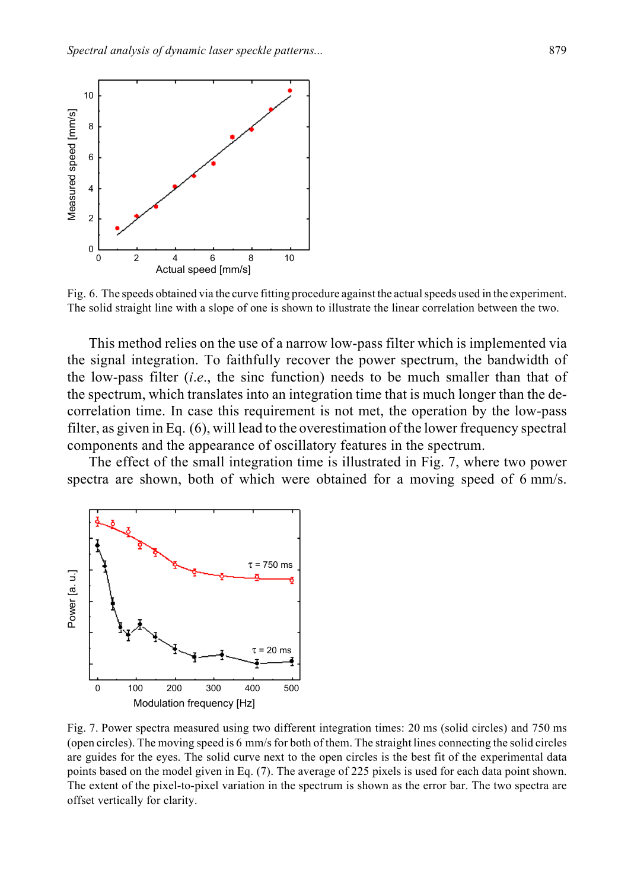Fig. 6. The speeds obtained via the curve fitting procedure against the actual speeds used in the experiment. The solid straight line with a slope of one is shown to illustrate the linear correlation between the two.

This method relies on the use of a narrow low-pass filter which is implemented via the signal integration. To faithfully recover the power spectrum, the bandwidth of the low-pass filter (*i.e.*, the sinc function) needs to be much smaller than that of the spectrum, which translates into an integration time that is much longer than the decorrelation time. In case this requirement is not met, the operation by the low-pass filter, as given in Eq. (6), will lead to the overestimation of the lower frequency spectral components and the appearance of oscillatory features in the spectrum.

The effect of the small integration time is illustrated in Fig. 7, where two power spectra are shown, both of which were obtained for a moving speed of 6 mm/s.

Fig. 7. Power spectra measured using two different integration times: 20 ms (solid circles) and 750 ms (open circles). The moving speed is 6 mm/s for both of them. The straight lines connecting the solid circles are guides for the eyes. The solid curve next to the open circles is the best fit of the experimental data points based on the model given in Eq. (7). The average of 225 pixels is used for each data point shown. The extent of the pixel-to-pixel variation in the spectrum is shown as the error bar. The two spectra are offset vertically for clarity.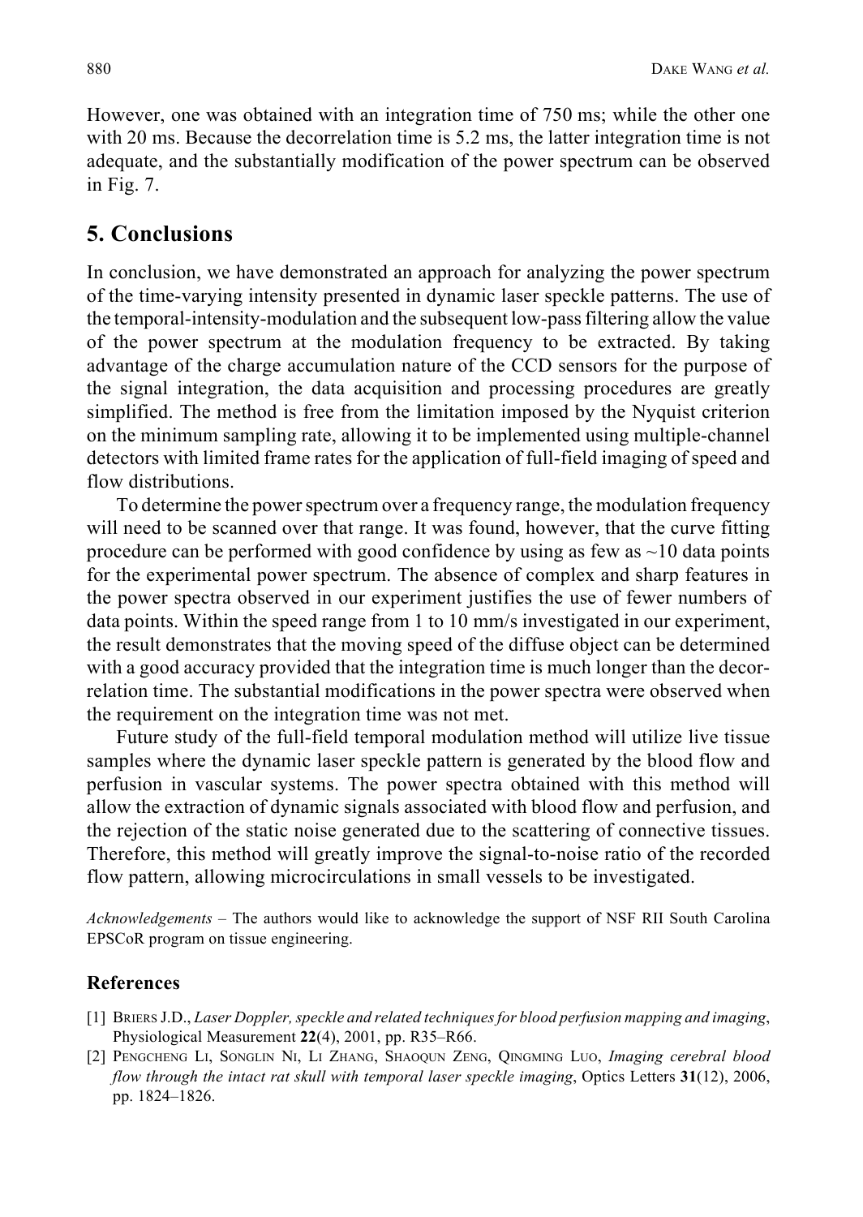However, one was obtained with an integration time of 750 ms; while the other one with 20 ms. Because the decorrelation time is 5.2 ms, the latter integration time is not adequate, and the substantially modification of the power spectrum can be observed in Fig. 7.

## 5. Conclusions

In conclusion, we have demonstrated an approach for analyzing the power spectrum of the time-varying intensity presented in dynamic laser speckle patterns. The use of the temporal-intensity-modulation and the subsequent low-pass filtering allow the value of the power spectrum at the modulation frequency to be extracted. By taking advantage of the charge accumulation nature of the CCD sensors for the purpose of the signal integration, the data acquisition and processing procedures are greatly simplified. The method is free from the limitation imposed by the Nyquist criterion on the minimum sampling rate, allowing it to be implemented using multiple-channel detectors with limited frame rates for the application of full-field imaging of speed and flow distributions.

To determine the power spectrum over a frequency range, the modulation frequency will need to be scanned over that range. It was found, however, that the curve fitting procedure can be performed with good confidence by using as few as ~10 data points for the experimental power spectrum. The absence of complex and sharp features in the power spectra observed in our experiment justifies the use of fewer numbers of data points. Within the speed range from 1 to 10 mm/s investigated in our experiment, the result demonstrates that the moving speed of the diffuse object can be determined with a good accuracy provided that the integration time is much longer than the decorrelation time. The substantial modifications in the power spectra were observed when the requirement on the integration time was not met.

Future study of the full-field temporal modulation method will utilize live tissue samples where the dynamic laser speckle pattern is generated by the blood flow and perfusion in vascular systems. The power spectra obtained with this method will allow the extraction of dynamic signals associated with blood flow and perfusion, and the rejection of the static noise generated due to the scattering of connective tissues. Therefore, this method will greatly improve the signal-to-noise ratio of the recorded flow pattern, allowing microcirculations in small vessels to be investigated.

*Acknowledgements* – The authors would like to acknowledge the support of NSF RII South Carolina EPSCoR program on tissue engineering.

### References

[1] Briers J.D., *Laser Doppler, speckle and related techniques for blood perfusion mapping and imaging*, Physiological Measurement **22**(4), 2001, pp. R35–R66.

[2] Pengcheng Li, Songlin Ni, Li Zhang, Shaoqun Zeng, Qingming Luo, *Imaging cerebral blood flow through the intact rat skull with temporal laser speckle imaging*, Optics Letters **31**(12), 2006, pp. 1824–1826.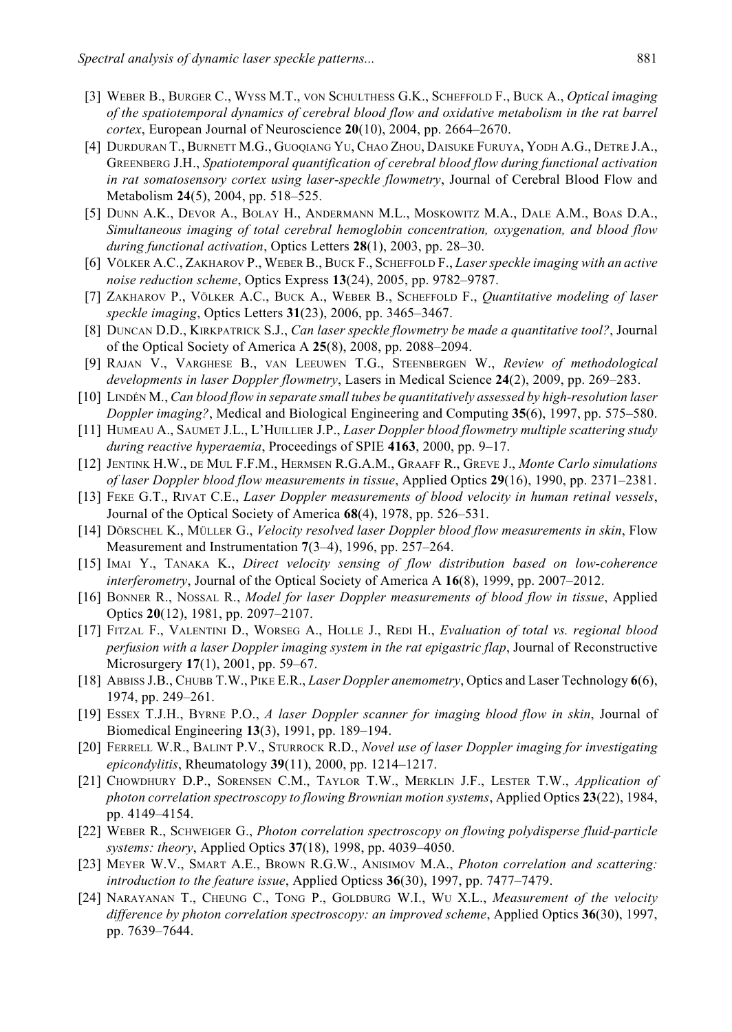[3] WEBER B., BURGER C., WYSS M.T., VON SCHULTHESS G.K., SCHEFFOLD F., BUCK A., *Optical imaging of the spatiotemporal dynamics of cerebral blood flow and oxidative metabolism in the rat barrel cortex*, European Journal of Neuroscience **20**(10), 2004, pp. 2664–2670.

[4] DURDURAN T., BURNETT M.G., GUOQIANG YU, CHAO ZHOU, DAISUKE FURUYA, YODH A.G., DETRE J.A., GREENBERG J.H., *Spatiotemporal quantification of cerebral blood flow during functional activation in rat somatosensory cortex using laser-speckle flowmetry*, Journal of Cerebral Blood Flow and Metabolism **24**(5), 2004, pp. 518–525.

[5] DUNN A.K., DEVOR A., BOLAY H., ANDERMANN M.L., MOSKOWITZ M.A., DALE A.M., BOAS D.A., *Simultaneous imaging of total cerebral hemoglobin concentration, oxygenation, and blood flow during functional activation*, Optics Letters **28**(1), 2003, pp. 28–30.

[6] VÖLKER A.C., ZAKHAROV P., WEBER B., BUCK F., SCHEFFOLD F., *Laser speckle imaging with an active noise reduction scheme*, Optics Express **13**(24), 2005, pp. 9782–9787.

[7] ZAKHAROV P., VÖLKER A.C., BUCK A., WEBER B., SCHEFFOLD F., *Quantitative modeling of laser speckle imaging*, Optics Letters **31**(23), 2006, pp. 3465–3467.

[8] DUNCAN D.D., KIRKPATRICK S.J., *Can laser speckle flowmetry be made a quantitative tool?*, Journal of the Optical Society of America A **25**(8), 2008, pp. 2088–2094.

[9] RAJAN V., VARGHESE B., VAN LEEUWEN T.G., STEENBERGEN W., *Review of methodological developments in laser Doppler flowmetry*, Lasers in Medical Science **24**(2), 2009, pp. 269–283.

[10] LINDÉN M., *Can blood flow in separate small tubes be quantitatively assessed by high-resolution laser Doppler imaging?*, Medical and Biological Engineering and Computing **35**(6), 1997, pp. 575–580.

[11] HUMEAU A., SAUMET J.L., L'HUILLIER J.P., *Laser Doppler blood flowmetry multiple scattering study during reactive hyperaemia*, Proceedings of SPIE **4163**, 2000, pp. 9–17.

[12] JENTINK H.W., DE MUL F.F.M., HERMSEN R.G.A.M., GRAAFF R., GREVE J., *Monte Carlo simulations of laser Doppler blood flow measurements in tissue*, Applied Optics **29**(16), 1990, pp. 2371–2381.

[13] FEKE G.T., RIVAT C.E., *Laser Doppler measurements of blood velocity in human retinal vessels*, Journal of the Optical Society of America **68**(4), 1978, pp. 526–531.

[14] DÖRSCHEL K., MÜLLER G., *Velocity resolved laser Doppler blood flow measurements in skin*, Flow Measurement and Instrumentation **7**(3–4), 1996, pp. 257–264.

[15] IMAI Y., TANAKA K., *Direct velocity sensing of flow distribution based on low-coherence interferometry*, Journal of the Optical Society of America A **16**(8), 1999, pp. 2007–2012.

[16] BONNER R., NOSSAL R., *Model for laser Doppler measurements of blood flow in tissue*, Applied Optics **20**(12), 1981, pp. 2097–2107.

[17] FITZAL F., VALENTINI D., WORSEG A., HOLLE J., REDI H., *Evaluation of total vs. regional blood perfusion with a laser Doppler imaging system in the rat epigastric flap*, Journal of Reconstructive Microsurgery **17**(1), 2001, pp. 59–67.

[18] ABBISS J.B., CHUBB T.W., PIKE E.R., *Laser Doppler anemometry*, Optics and Laser Technology **6**(6), 1974, pp. 249–261.

[19] ESSEX T.J.H., BYRNE P.O., *A laser Doppler scanner for imaging blood flow in skin*, Journal of Biomedical Engineering **13**(3), 1991, pp. 189–194.

[20] FERRELL W.R., BALINT P.V., STURROCK R.D., *Novel use of laser Doppler imaging for investigating epicondylitis*, Rheumatology **39**(11), 2000, pp. 1214–1217.

[21] CHOWDHURY D.P., SORENSEN C.M., TAYLOR T.W., MERKLIN J.F., LESTER T.W., *Application of photon correlation spectroscopy to flowing Brownian motion systems*, Applied Optics **23**(22), 1984, pp. 4149–4154.

[22] WEBER R., SCHWEIGER G., *Photon correlation spectroscopy on flowing polydisperse fluid-particle systems: theory*, Applied Optics **37**(18), 1998, pp. 4039–4050.

[23] MEYER W.V., SMART A.E., BROWN R.G.W., ANISIMOV M.A., *Photon correlation and scattering: introduction to the feature issue*, Applied Opticss **36**(30), 1997, pp. 7477–7479.

[24] NARAYANAN T., CHEUNG C., TONG P., GOLDBURG W.I., WU X.L., *Measurement of the velocity difference by photon correlation spectroscopy: an improved scheme*, Applied Optics **36**(30), 1997, pp. 7639–7644.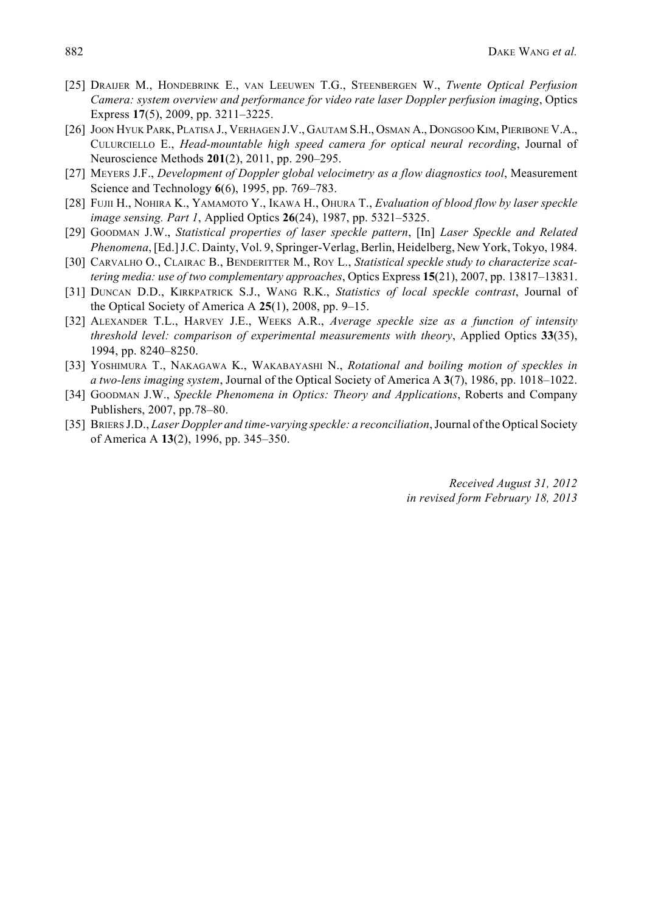[25] Draijer M., Hondebrink E., van Leeuwen T.G., Steenbergen W., *Twente Optical Perfusion Camera: system overview and performance for video rate laser Doppler perfusion imaging*, Optics Express **17**(5), 2009, pp. 3211–3225.

[26] Joon Hyuk Park, Platisa J., Verhagen J.V., Gautam S.H., Osman A., Dongsoo Kim, Pieribone V.A., Culurciello E., *Head-mountable high speed camera for optical neural recording*, Journal of Neuroscience Methods **201**(2), 2011, pp. 290–295.

[27] Meyers J.F., *Development of Doppler global velocimetry as a flow diagnostics tool*, Measurement Science and Technology **6**(6), 1995, pp. 769–783.

[28] Fujii H., Nohira K., Yamamoto Y., Ikawa H., Ohura T., *Evaluation of blood flow by laser speckle image sensing. Part 1*, Applied Optics **26**(24), 1987, pp. 5321–5325.

[29] Goodman J.W., *Statistical properties of laser speckle pattern*, [In] *Laser Speckle and Related Phenomena*, [Ed.] J.C. Dainty, Vol. 9, Springer-Verlag, Berlin, Heidelberg, New York, Tokyo, 1984.

[30] Carvalho O., Clairac B., Benderitter M., Roy L., *Statistical speckle study to characterize scattering media: use of two complementary approaches*, Optics Express **15**(21), 2007, pp. 13817–13831.

[31] Duncan D.D., Kirkpatrick S.J., Wang R.K., *Statistics of local speckle contrast*, Journal of the Optical Society of America A **25**(1), 2008, pp. 9–15.

[32] Alexander T.L., Harvey J.E., Weeks A.R., *Average speckle size as a function of intensity threshold level: comparison of experimental measurements with theory*, Applied Optics **33**(35), 1994, pp. 8240–8250.

[33] Yoshimura T., Nakagawa K., Wakabayashi N., *Rotational and boiling motion of speckles in a two-lens imaging system*, Journal of the Optical Society of America A **3**(7), 1986, pp. 1018–1022.

[34] Goodman J.W., *Speckle Phenomena in Optics: Theory and Applications*, Roberts and Company Publishers, 2007, pp.78–80.

[35] Briers J.D., *Laser Doppler and time-varying speckle: a reconciliation*, Journal of the Optical Society of America A **13**(2), 1996, pp. 345–350.

*Received August 31, 2012*
*in revised form February 18, 2013*